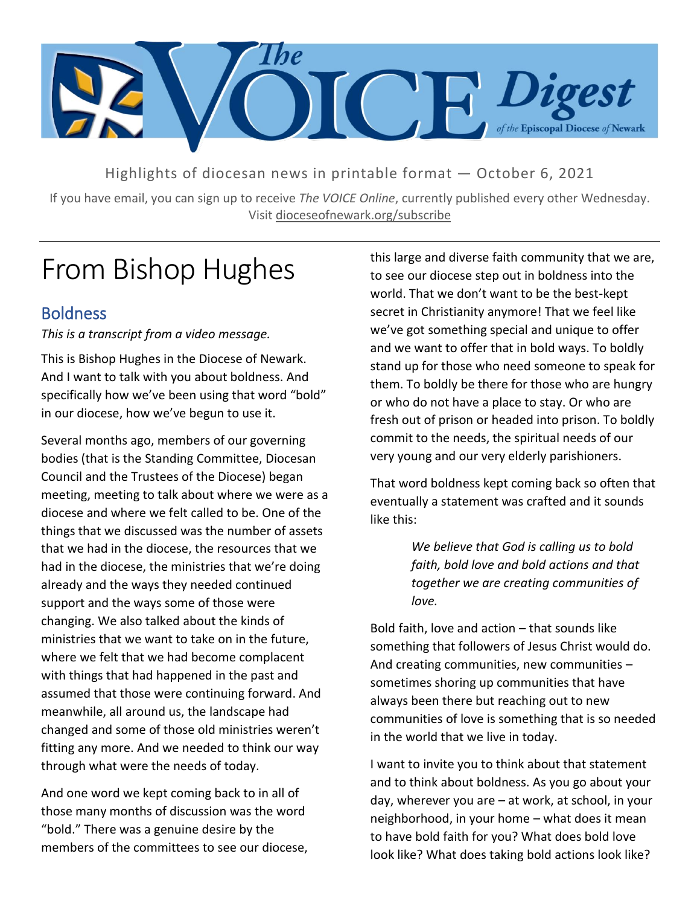# The VOICE Digest of the Episcopal Diocese of Newark

Highlights of diocesan news in printable format — October 6, 2021

If you have email, you can sign up to receive *The VOICE Online*, currently published every other Wednesday. Visit dioceseofnewark.org/subscribe

# From Bishop Hughes

## Boldness

*This is a transcript from a video message.*

This is Bishop Hughes in the Diocese of Newark. And I want to talk with you about boldness. And specifically how we've been using that word "bold" in our diocese, how we've begun to use it.

Several months ago, members of our governing bodies (that is the Standing Committee, Diocesan Council and the Trustees of the Diocese) began meeting, meeting to talk about where we were as a diocese and where we felt called to be. One of the things that we discussed was the number of assets that we had in the diocese, the resources that we had in the diocese, the ministries that we're doing already and the ways they needed continued support and the ways some of those were changing. We also talked about the kinds of ministries that we want to take on in the future, where we felt that we had become complacent with things that had happened in the past and assumed that those were continuing forward. And meanwhile, all around us, the landscape had changed and some of those old ministries weren't fitting any more. And we needed to think our way through what were the needs of today.

And one word we kept coming back to in all of those many months of discussion was the word "bold." There was a genuine desire by the members of the committees to see our diocese, this large and diverse faith community that we are, to see our diocese step out in boldness into the world. That we don't want to be the best-kept secret in Christianity anymore! That we feel like we've got something special and unique to offer and we want to offer that in bold ways. To boldly stand up for those who need someone to speak for them. To boldly be there for those who are hungry or who do not have a place to stay. Or who are fresh out of prison or headed into prison. To boldly commit to the needs, the spiritual needs of our very young and our very elderly parishioners.

That word boldness kept coming back so often that eventually a statement was crafted and it sounds like this:

> *We believe that God is calling us to bold faith, bold love and bold actions and that together we are creating communities of love.*

Bold faith, love and action – that sounds like something that followers of Jesus Christ would do. And creating communities, new communities – sometimes shoring up communities that have always been there but reaching out to new communities of love is something that is so needed in the world that we live in today.

I want to invite you to think about that statement and to think about boldness. As you go about your day, wherever you are – at work, at school, in your neighborhood, in your home – what does it mean to have bold faith for you? What does bold love look like? What does taking bold actions look like?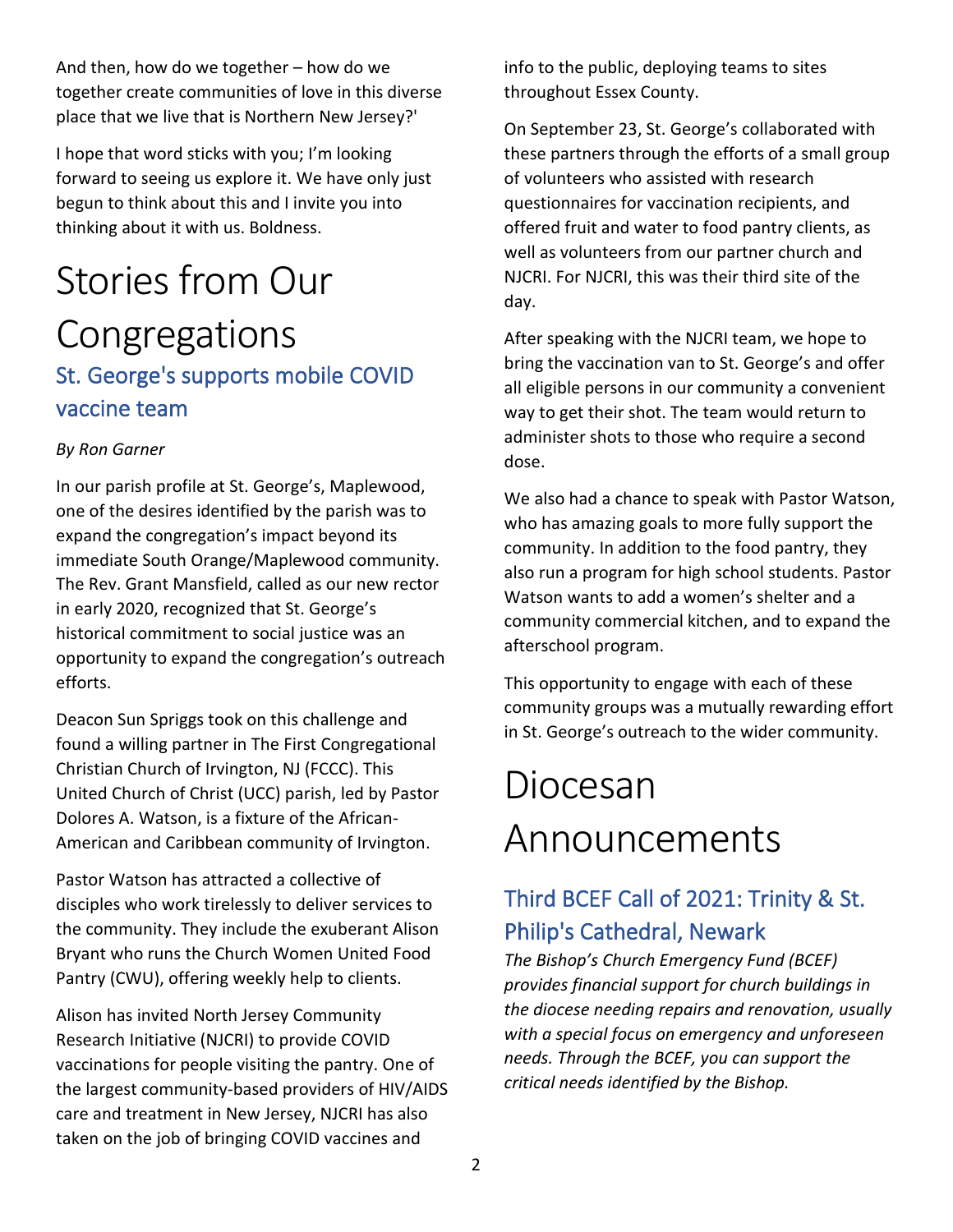And then, how do we together – how do we together create communities of love in this diverse place that we live that is Northern New Jersey?'

I hope that word sticks with you; I'm looking forward to seeing us explore it. We have only just begun to think about this and I invite you into thinking about it with us. Boldness.

# Stories from Our Congregations

## St. George's supports mobile COVID vaccine team

*By Ron Garner*

In our parish profile at St. George's, Maplewood, one of the desires identified by the parish was to expand the congregation's impact beyond its immediate South Orange/Maplewood community. The Rev. Grant Mansfield, called as our new rector in early 2020, recognized that St. George's historical commitment to social justice was an opportunity to expand the congregation's outreach efforts.

Deacon Sun Spriggs took on this challenge and found a willing partner in The First Congregational Christian Church of Irvington, NJ (FCCC). This United Church of Christ (UCC) parish, led by Pastor Dolores A. Watson, is a fixture of the African-American and Caribbean community of Irvington.

Pastor Watson has attracted a collective of disciples who work tirelessly to deliver services to the community. They include the exuberant Alison Bryant who runs the Church Women United Food Pantry (CWU), offering weekly help to clients.

Alison has invited North Jersey Community Research Initiative (NJCRI) to provide COVID vaccinations for people visiting the pantry. One of the largest community-based providers of HIV/AIDS care and treatment in New Jersey, NJCRI has also taken on the job of bringing COVID vaccines and info to the public, deploying teams to sites throughout Essex County.

On September 23, St. George's collaborated with these partners through the efforts of a small group of volunteers who assisted with research questionnaires for vaccination recipients, and offered fruit and water to food pantry clients, as well as volunteers from our partner church and NJCRI. For NJCRI, this was their third site of the day.

After speaking with the NJCRI team, we hope to bring the vaccination van to St. George's and offer all eligible persons in our community a convenient way to get their shot. The team would return to administer shots to those who require a second dose.

We also had a chance to speak with Pastor Watson, who has amazing goals to more fully support the community. In addition to the food pantry, they also run a program for high school students. Pastor Watson wants to add a women's shelter and a community commercial kitchen, and to expand the afterschool program.

This opportunity to engage with each of these community groups was a mutually rewarding effort in St. George's outreach to the wider community.

# Diocesan Announcements

## Third BCEF Call of 2021: Trinity & St. Philip's Cathedral, Newark

*The Bishop's Church Emergency Fund (BCEF) provides financial support for church buildings in the diocese needing repairs and renovation, usually with a special focus on emergency and unforeseen needs. Through the BCEF, you can support the critical needs identified by the Bishop.*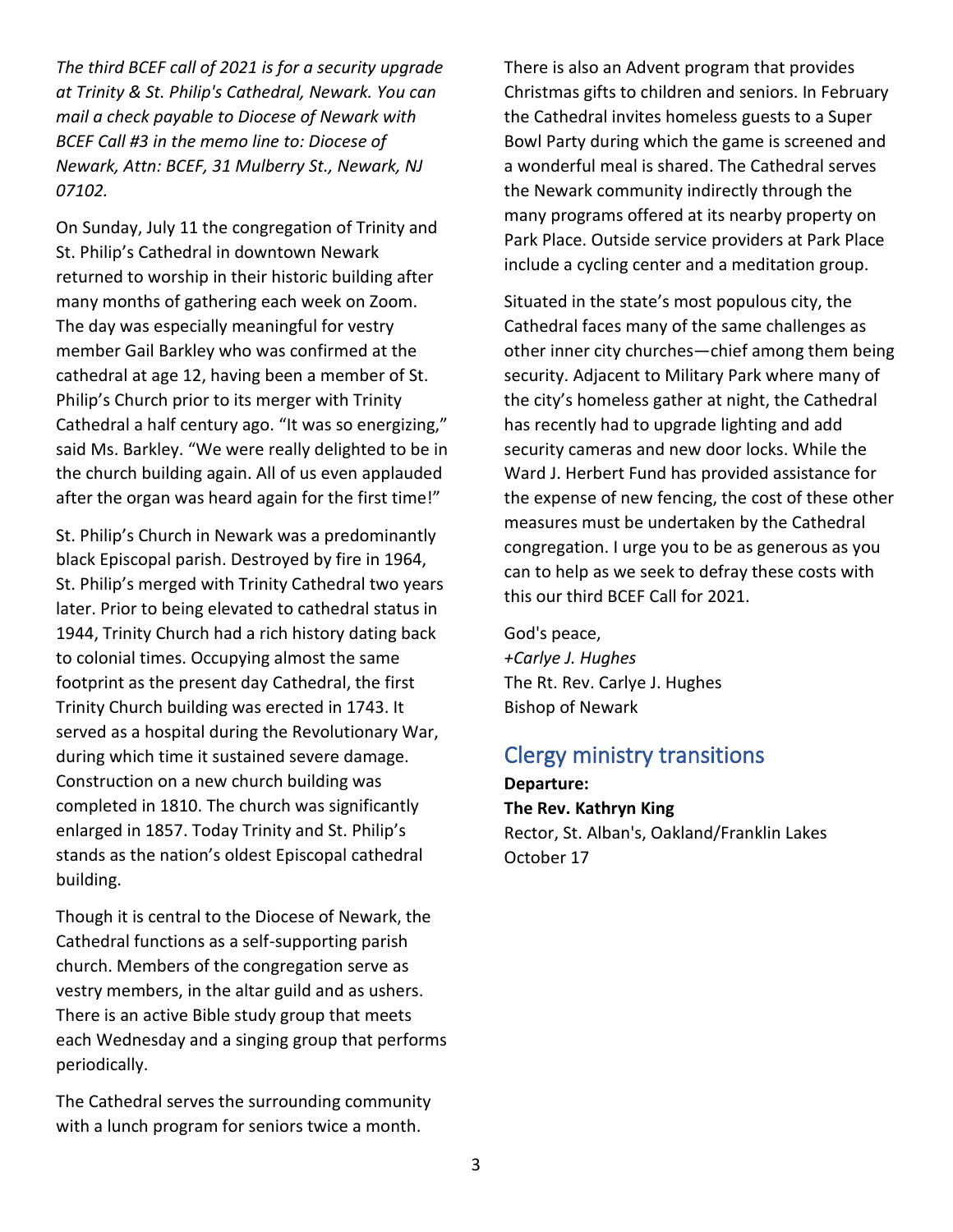*The third BCEF call of 2021 is for a security upgrade at Trinity & St. Philip's Cathedral, Newark. You can mail a check payable to Diocese of Newark with BCEF Call #3 in the memo line to: Diocese of Newark, Attn: BCEF, 31 Mulberry St., Newark, NJ 07102.*

On Sunday, July 11 the congregation of Trinity and St. Philip's Cathedral in downtown Newark returned to worship in their historic building after many months of gathering each week on Zoom. The day was especially meaningful for vestry member Gail Barkley who was confirmed at the cathedral at age 12, having been a member of St. Philip's Church prior to its merger with Trinity Cathedral a half century ago. "It was so energizing," said Ms. Barkley. "We were really delighted to be in the church building again. All of us even applauded after the organ was heard again for the first time!"

St. Philip's Church in Newark was a predominantly black Episcopal parish. Destroyed by fire in 1964, St. Philip's merged with Trinity Cathedral two years later. Prior to being elevated to cathedral status in 1944, Trinity Church had a rich history dating back to colonial times. Occupying almost the same footprint as the present day Cathedral, the first Trinity Church building was erected in 1743. It served as a hospital during the Revolutionary War, during which time it sustained severe damage. Construction on a new church building was completed in 1810. The church was significantly enlarged in 1857. Today Trinity and St. Philip's stands as the nation's oldest Episcopal cathedral building.

Though it is central to the Diocese of Newark, the Cathedral functions as a self-supporting parish church. Members of the congregation serve as vestry members, in the altar guild and as ushers. There is an active Bible study group that meets each Wednesday and a singing group that performs periodically.

The Cathedral serves the surrounding community with a lunch program for seniors twice a month. There is also an Advent program that provides Christmas gifts to children and seniors. In February the Cathedral invites homeless guests to a Super Bowl Party during which the game is screened and a wonderful meal is shared. The Cathedral serves the Newark community indirectly through the many programs offered at its nearby property on Park Place. Outside service providers at Park Place include a cycling center and a meditation group.

Situated in the state's most populous city, the Cathedral faces many of the same challenges as other inner city churches—chief among them being security. Adjacent to Military Park where many of the city's homeless gather at night, the Cathedral has recently had to upgrade lighting and add security cameras and new door locks. While the Ward J. Herbert Fund has provided assistance for the expense of new fencing, the cost of these other measures must be undertaken by the Cathedral congregation. I urge you to be as generous as you can to help as we seek to defray these costs with this our third BCEF Call for 2021.

God's peace,  
*+Carlye J. Hughes*  
The Rt. Rev. Carlye J. Hughes  
Bishop of Newark

## Clergy ministry transitions

**Departure:**

**The Rev. Kathryn King**  
Rector, St. Alban's, Oakland/Franklin Lakes  
October 17